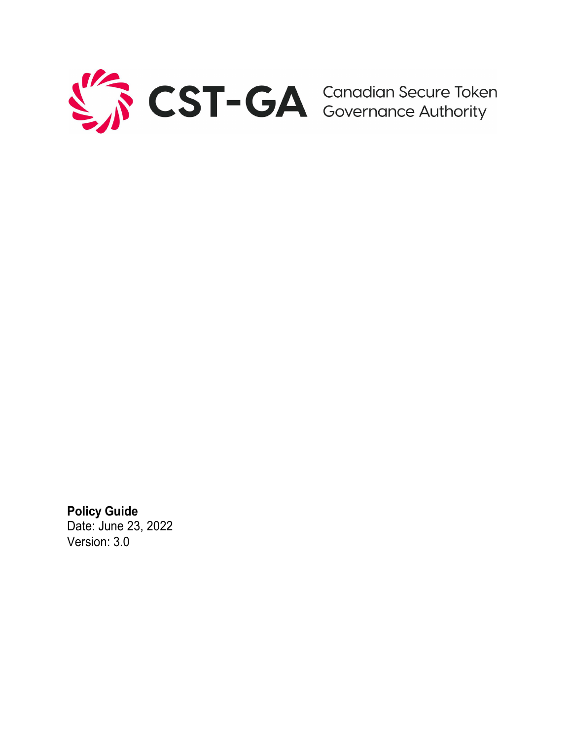# CST-GA

Canadian Secure Token Governance Authority

**Policy Guide**

Date: June 23, 2022

Version: 3.0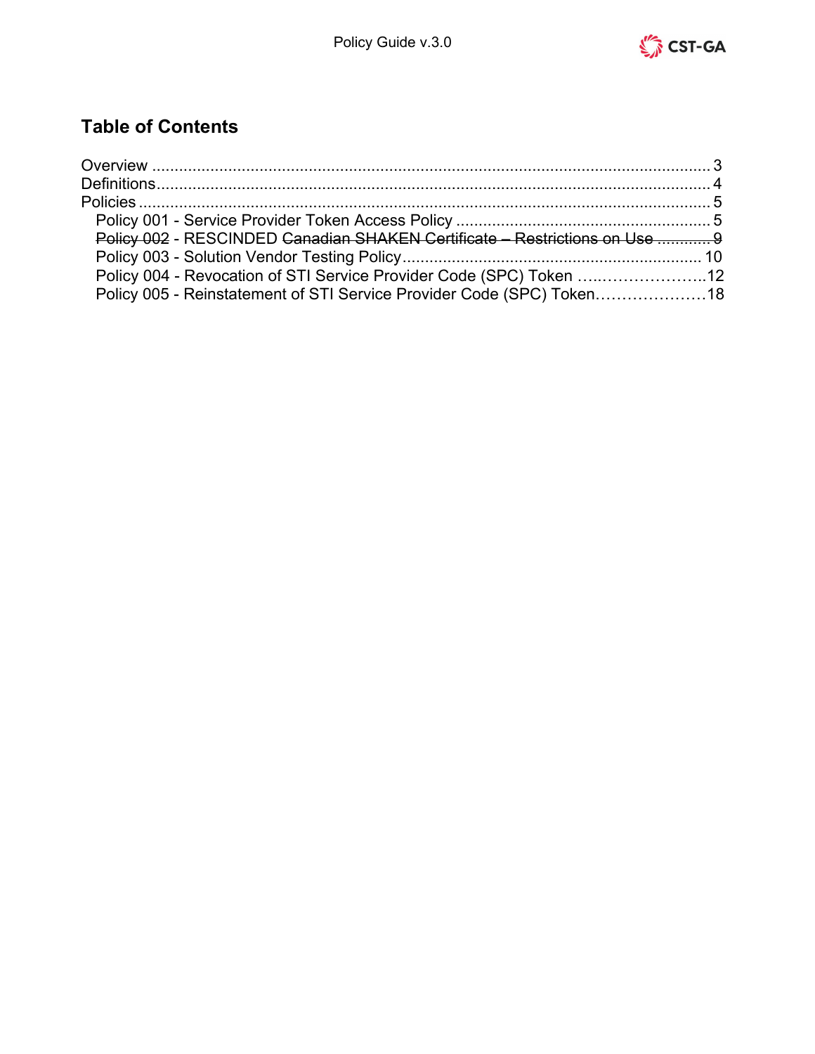## Table of Contents

Overview ........................................................................................................................ 3
Definitions....................................................................................................................... 4
Policies ........................................................................................................................... 5
  Policy 001 - Service Provider Token Access Policy ......................................................... 5
  ~~Policy 002~~ - RESCINDED ~~Canadian SHAKEN Certificate – Restrictions on Use ............ 9~~
  Policy 003 - Solution Vendor Testing Policy.................................................................. 10
  Policy 004 - Revocation of STI Service Provider Code (SPC) Token …..………………..12
  Policy 005 - Reinstatement of STI Service Provider Code (SPC) Token…………………18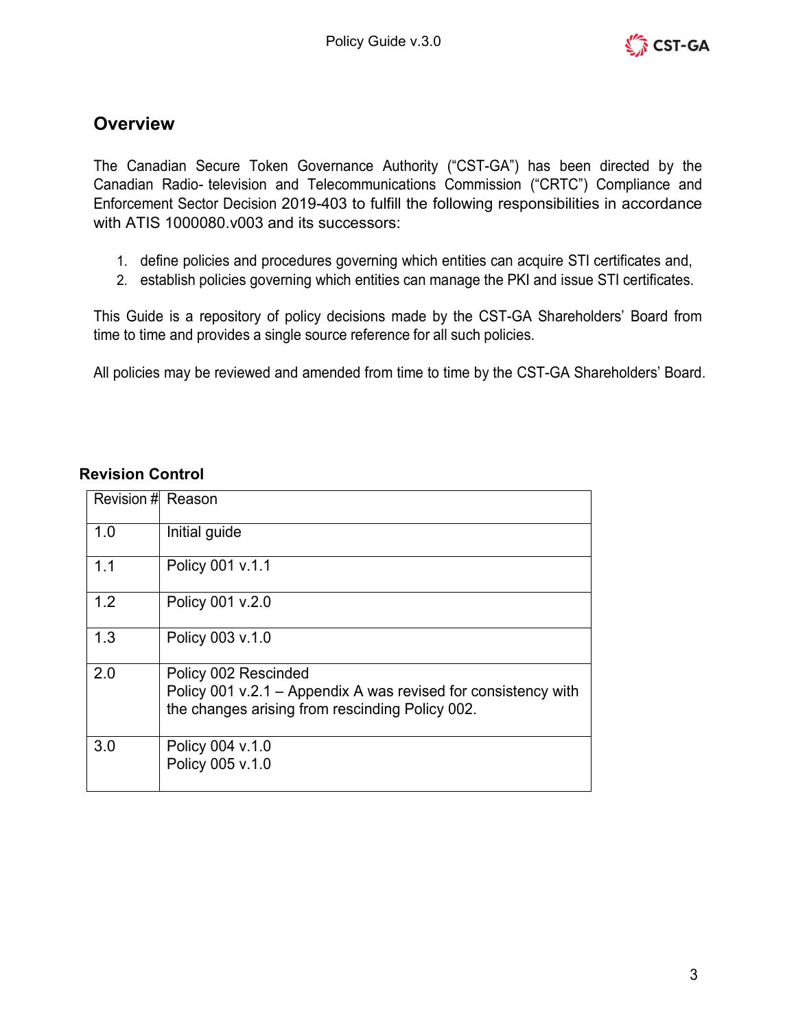## Overview

The Canadian Secure Token Governance Authority ("CST-GA") has been directed by the Canadian Radio- television and Telecommunications Commission ("CRTC") Compliance and Enforcement Sector Decision 2019-403 to fulfill the following responsibilities in accordance with ATIS 1000080.v003 and its successors:

1. define policies and procedures governing which entities can acquire STI certificates and,
2. establish policies governing which entities can manage the PKI and issue STI certificates.

This Guide is a repository of policy decisions made by the CST-GA Shareholders' Board from time to time and provides a single source reference for all such policies.

All policies may be reviewed and amended from time to time by the CST-GA Shareholders' Board.

### Revision Control

| Revision # | Reason |
|---|---|
| 1.0 | Initial guide |
| 1.1 | Policy 001 v.1.1 |
| 1.2 | Policy 001 v.2.0 |
| 1.3 | Policy 003 v.1.0 |
| 2.0 | Policy 002 Rescinded<br>Policy 001 v.2.1 – Appendix A was revised for consistency with the changes arising from rescinding Policy 002. |
| 3.0 | Policy 004 v.1.0<br>Policy 005 v.1.0 |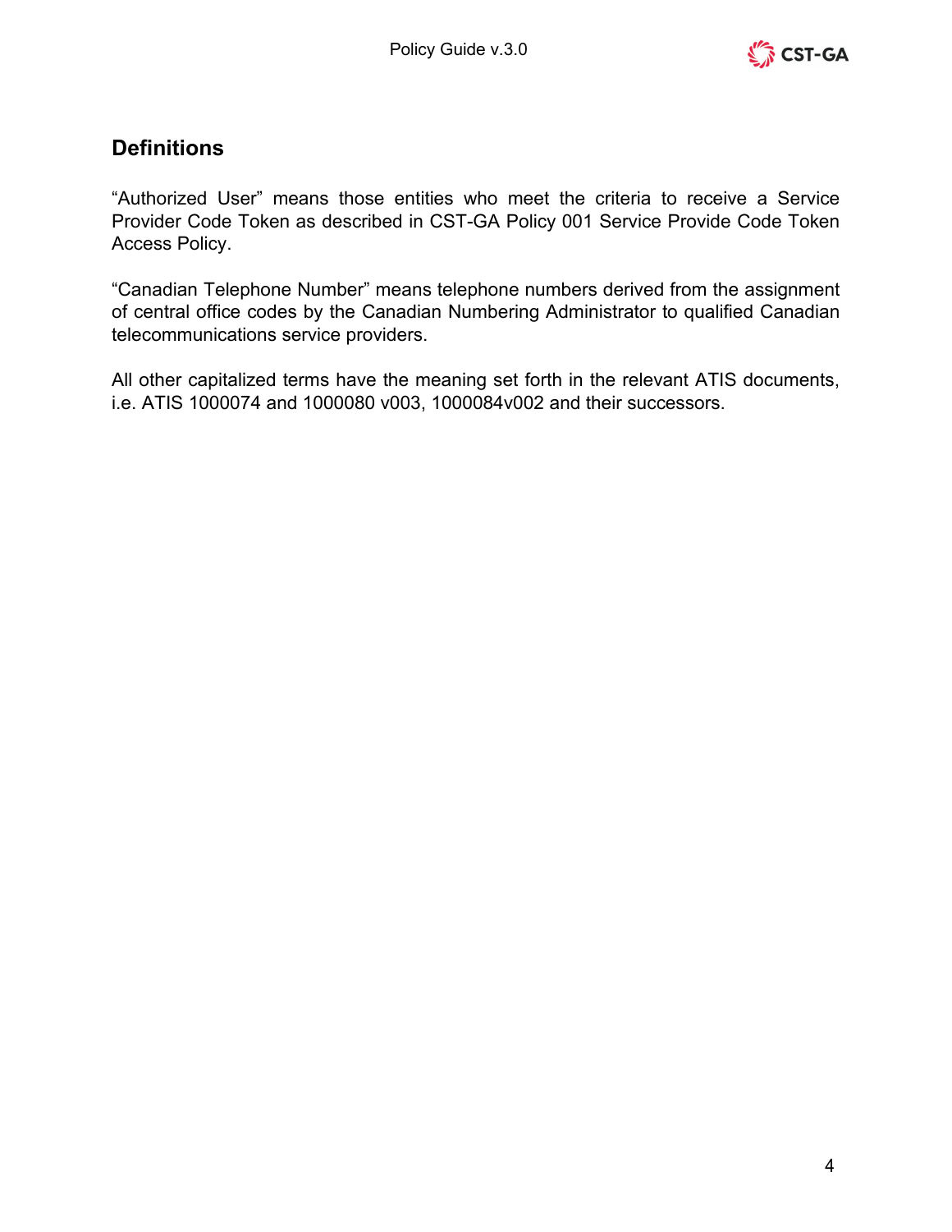## Definitions

"Authorized User" means those entities who meet the criteria to receive a Service Provider Code Token as described in CST-GA Policy 001 Service Provide Code Token Access Policy.

"Canadian Telephone Number" means telephone numbers derived from the assignment of central office codes by the Canadian Numbering Administrator to qualified Canadian telecommunications service providers.

All other capitalized terms have the meaning set forth in the relevant ATIS documents, i.e. ATIS 1000074 and 1000080 v003, 1000084v002 and their successors.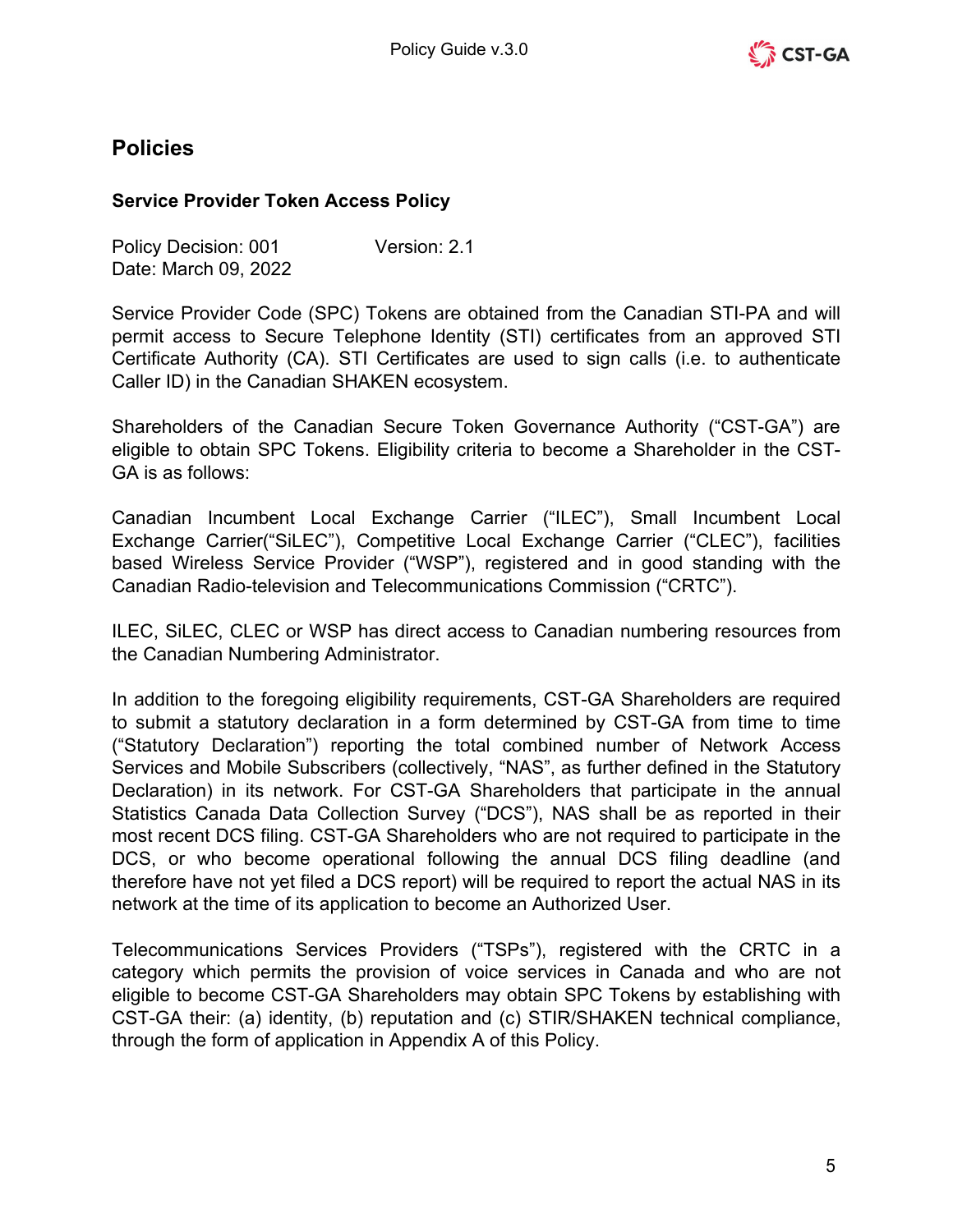## Policies

### Service Provider Token Access Policy

Policy Decision: 001 Version: 2.1
Date: March 09, 2022

Service Provider Code (SPC) Tokens are obtained from the Canadian STI-PA and will permit access to Secure Telephone Identity (STI) certificates from an approved STI Certificate Authority (CA). STI Certificates are used to sign calls (i.e. to authenticate Caller ID) in the Canadian SHAKEN ecosystem.

Shareholders of the Canadian Secure Token Governance Authority ("CST-GA") are eligible to obtain SPC Tokens. Eligibility criteria to become a Shareholder in the CST-GA is as follows:

Canadian Incumbent Local Exchange Carrier ("ILEC"), Small Incumbent Local Exchange Carrier("SiLEC"), Competitive Local Exchange Carrier ("CLEC"), facilities based Wireless Service Provider ("WSP"), registered and in good standing with the Canadian Radio-television and Telecommunications Commission ("CRTC").

ILEC, SiLEC, CLEC or WSP has direct access to Canadian numbering resources from the Canadian Numbering Administrator.

In addition to the foregoing eligibility requirements, CST-GA Shareholders are required to submit a statutory declaration in a form determined by CST-GA from time to time ("Statutory Declaration") reporting the total combined number of Network Access Services and Mobile Subscribers (collectively, "NAS", as further defined in the Statutory Declaration) in its network. For CST-GA Shareholders that participate in the annual Statistics Canada Data Collection Survey ("DCS"), NAS shall be as reported in their most recent DCS filing. CST-GA Shareholders who are not required to participate in the DCS, or who become operational following the annual DCS filing deadline (and therefore have not yet filed a DCS report) will be required to report the actual NAS in its network at the time of its application to become an Authorized User.

Telecommunications Services Providers ("TSPs"), registered with the CRTC in a category which permits the provision of voice services in Canada and who are not eligible to become CST-GA Shareholders may obtain SPC Tokens by establishing with CST-GA their: (a) identity, (b) reputation and (c) STIR/SHAKEN technical compliance, through the form of application in Appendix A of this Policy.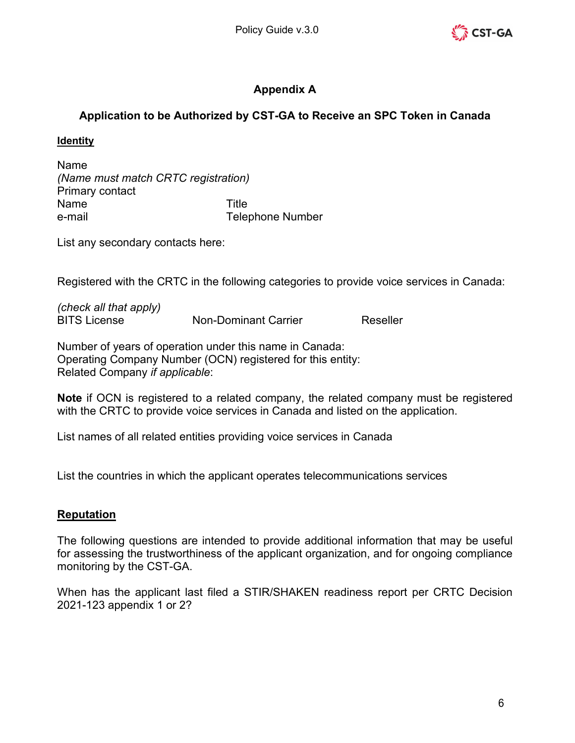## Appendix A

### Application to be Authorized by CST-GA to Receive an SPC Token in Canada

**Identity**

Name
*(Name must match CRTC registration)*
Primary contact
Name Title
e-mail Telephone Number

List any secondary contacts here:

Registered with the CRTC in the following categories to provide voice services in Canada:

*(check all that apply)*
BITS License Non-Dominant Carrier Reseller

Number of years of operation under this name in Canada:
Operating Company Number (OCN) registered for this entity:
Related Company *if applicable*:

**Note** if OCN is registered to a related company, the related company must be registered with the CRTC to provide voice services in Canada and listed on the application.

List names of all related entities providing voice services in Canada

List the countries in which the applicant operates telecommunications services

**Reputation**

The following questions are intended to provide additional information that may be useful for assessing the trustworthiness of the applicant organization, and for ongoing compliance monitoring by the CST-GA.

When has the applicant last filed a STIR/SHAKEN readiness report per CRTC Decision 2021-123 appendix 1 or 2?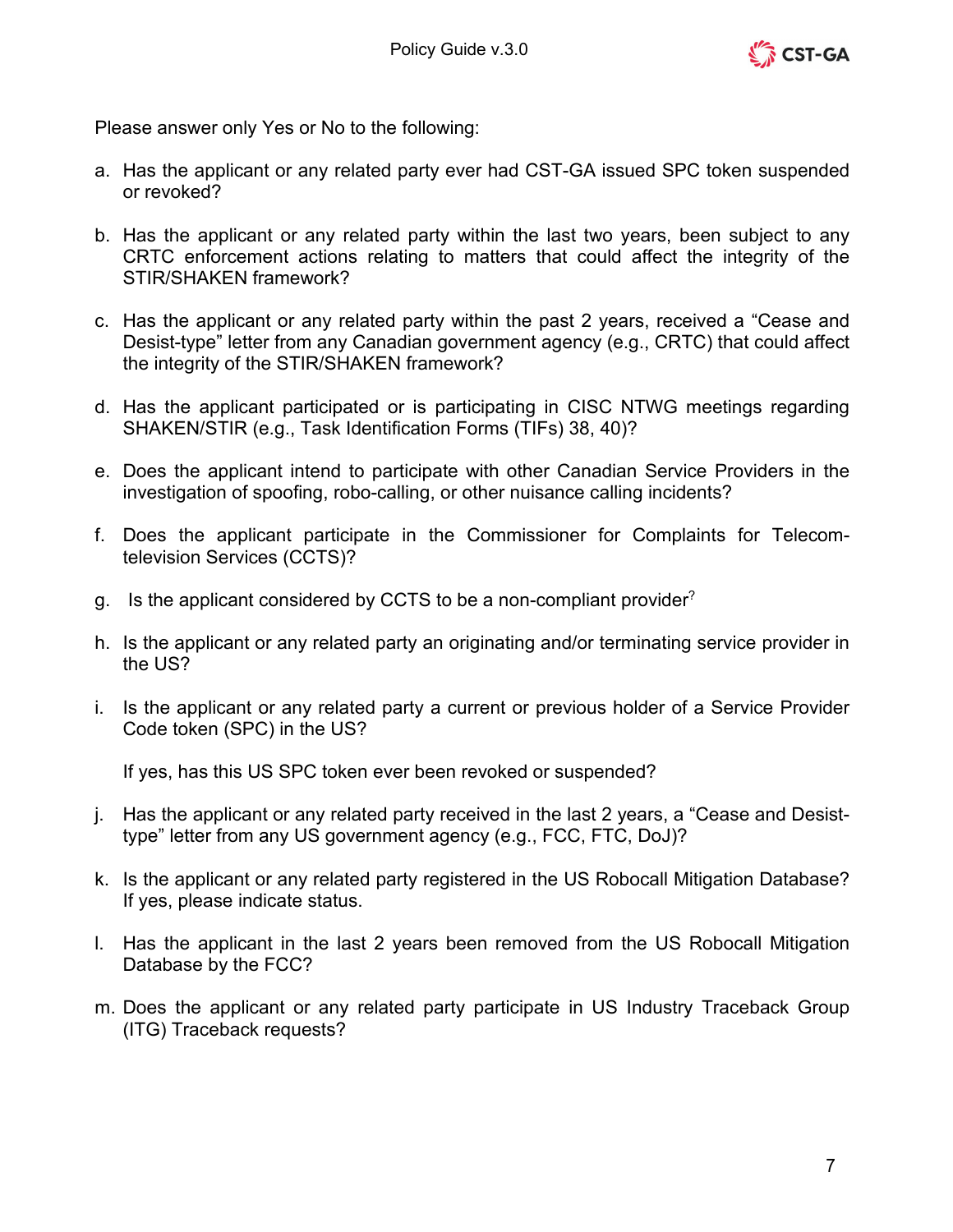Please answer only Yes or No to the following:

a. Has the applicant or any related party ever had CST-GA issued SPC token suspended or revoked?

b. Has the applicant or any related party within the last two years, been subject to any CRTC enforcement actions relating to matters that could affect the integrity of the STIR/SHAKEN framework?

c. Has the applicant or any related party within the past 2 years, received a "Cease and Desist-type" letter from any Canadian government agency (e.g., CRTC) that could affect the integrity of the STIR/SHAKEN framework?

d. Has the applicant participated or is participating in CISC NTWG meetings regarding SHAKEN/STIR (e.g., Task Identification Forms (TIFs) 38, 40)?

e. Does the applicant intend to participate with other Canadian Service Providers in the investigation of spoofing, robo-calling, or other nuisance calling incidents?

f. Does the applicant participate in the Commissioner for Complaints for Telecom-television Services (CCTS)?

g. Is the applicant considered by CCTS to be a non-compliant provider[7]

h. Is the applicant or any related party an originating and/or terminating service provider in the US?

i. Is the applicant or any related party a current or previous holder of a Service Provider Code token (SPC) in the US?

   If yes, has this US SPC token ever been revoked or suspended?

j. Has the applicant or any related party received in the last 2 years, a "Cease and Desist-type" letter from any US government agency (e.g., FCC, FTC, DoJ)?

k. Is the applicant or any related party registered in the US Robocall Mitigation Database? If yes, please indicate status.

l. Has the applicant in the last 2 years been removed from the US Robocall Mitigation Database by the FCC?

m. Does the applicant or any related party participate in US Industry Traceback Group (ITG) Traceback requests?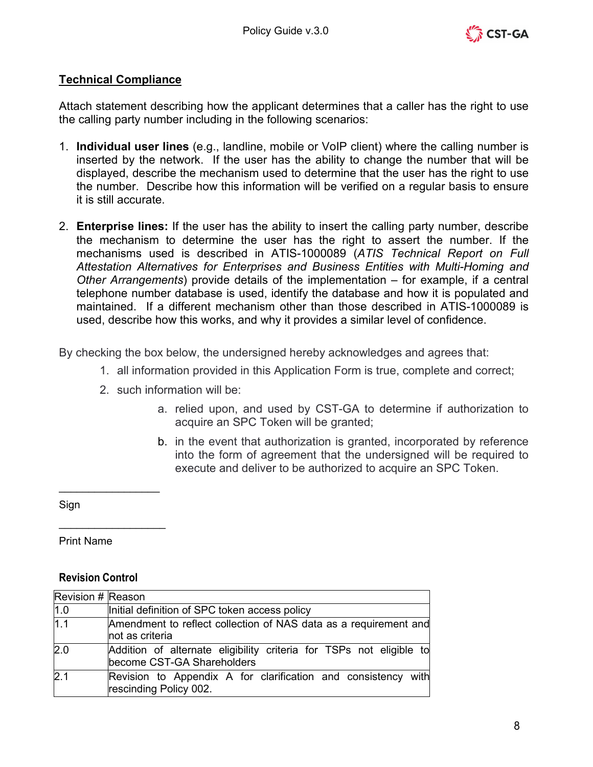## Technical Compliance

Attach statement describing how the applicant determines that a caller has the right to use the calling party number including in the following scenarios:

1. **Individual user lines** (e.g., landline, mobile or VoIP client) where the calling number is inserted by the network. If the user has the ability to change the number that will be displayed, describe the mechanism used to determine that the user has the right to use the number. Describe how this information will be verified on a regular basis to ensure it is still accurate.

2. **Enterprise lines:** If the user has the ability to insert the calling party number, describe the mechanism to determine the user has the right to assert the number. If the mechanisms used is described in ATIS-1000089 (*ATIS Technical Report on Full Attestation Alternatives for Enterprises and Business Entities with Multi-Homing and Other Arrangements*) provide details of the implementation – for example, if a central telephone number database is used, identify the database and how it is populated and maintained. If a different mechanism other than those described in ATIS-1000089 is used, describe how this works, and why it provides a similar level of confidence.

By checking the box below, the undersigned hereby acknowledges and agrees that:

1. all information provided in this Application Form is true, complete and correct;
2. such information will be:
   a. relied upon, and used by CST-GA to determine if authorization to acquire an SPC Token will be granted;
   b. in the event that authorization is granted, incorporated by reference into the form of agreement that the undersigned will be required to execute and deliver to be authorized to acquire an SPC Token.

________________

Sign

_________________

Print Name

### Revision Control

| Revision # | Reason |
|---|---|
| 1.0 | Initial definition of SPC token access policy |
| 1.1 | Amendment to reflect collection of NAS data as a requirement and not as criteria |
| 2.0 | Addition of alternate eligibility criteria for TSPs not eligible to become CST-GA Shareholders |
| 2.1 | Revision to Appendix A for clarification and consistency with rescinding Policy 002. |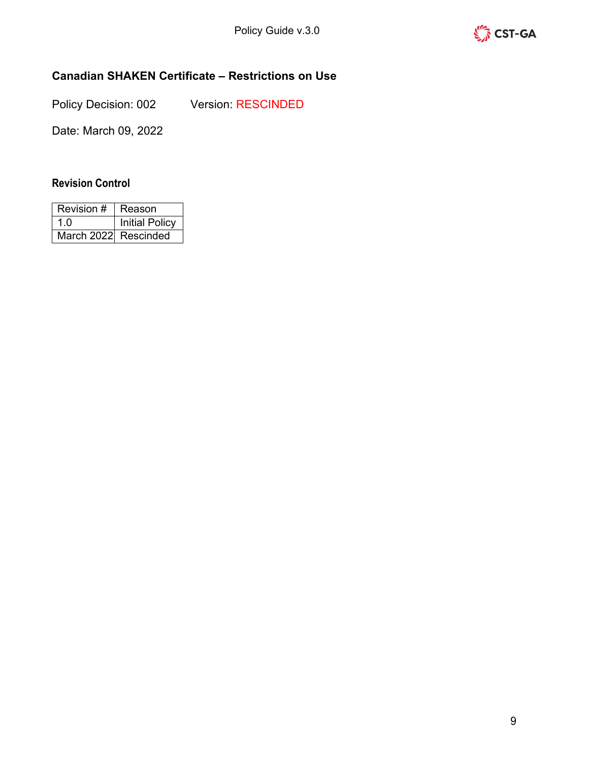## Canadian SHAKEN Certificate – Restrictions on Use

Policy Decision: 002 Version: RESCINDED

Date: March 09, 2022

### Revision Control

| Revision # | Reason |
| --- | --- |
| 1.0 | Initial Policy |
| March 2022 | Rescinded |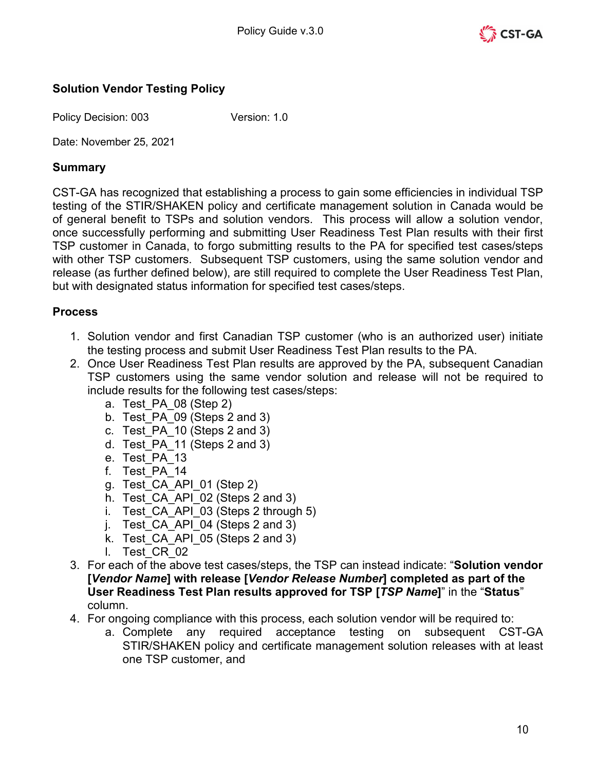## Solution Vendor Testing Policy

Policy Decision: 003 Version: 1.0

Date: November 25, 2021

### Summary

CST-GA has recognized that establishing a process to gain some efficiencies in individual TSP testing of the STIR/SHAKEN policy and certificate management solution in Canada would be of general benefit to TSPs and solution vendors. This process will allow a solution vendor, once successfully performing and submitting User Readiness Test Plan results with their first TSP customer in Canada, to forgo submitting results to the PA for specified test cases/steps with other TSP customers. Subsequent TSP customers, using the same solution vendor and release (as further defined below), are still required to complete the User Readiness Test Plan, but with designated status information for specified test cases/steps.

### Process

1. Solution vendor and first Canadian TSP customer (who is an authorized user) initiate the testing process and submit User Readiness Test Plan results to the PA.
2. Once User Readiness Test Plan results are approved by the PA, subsequent Canadian TSP customers using the same vendor solution and release will not be required to include results for the following test cases/steps:
   a. Test_PA_08 (Step 2)
   b. Test_PA_09 (Steps 2 and 3)
   c. Test_PA_10 (Steps 2 and 3)
   d. Test_PA_11 (Steps 2 and 3)
   e. Test_PA_13
   f. Test_PA_14
   g. Test_CA_API_01 (Step 2)
   h. Test_CA_API_02 (Steps 2 and 3)
   i. Test_CA_API_03 (Steps 2 through 5)
   j. Test_CA_API_04 (Steps 2 and 3)
   k. Test_CA_API_05 (Steps 2 and 3)
   l. Test_CR_02
3. For each of the above test cases/steps, the TSP can instead indicate: "**Solution vendor [*Vendor Name*] with release [*Vendor Release Number*] completed as part of the User Readiness Test Plan results approved for TSP [*TSP Name*]**" in the "**Status**" column.
4. For ongoing compliance with this process, each solution vendor will be required to:
   a. Complete any required acceptance testing on subsequent CST-GA STIR/SHAKEN policy and certificate management solution releases with at least one TSP customer, and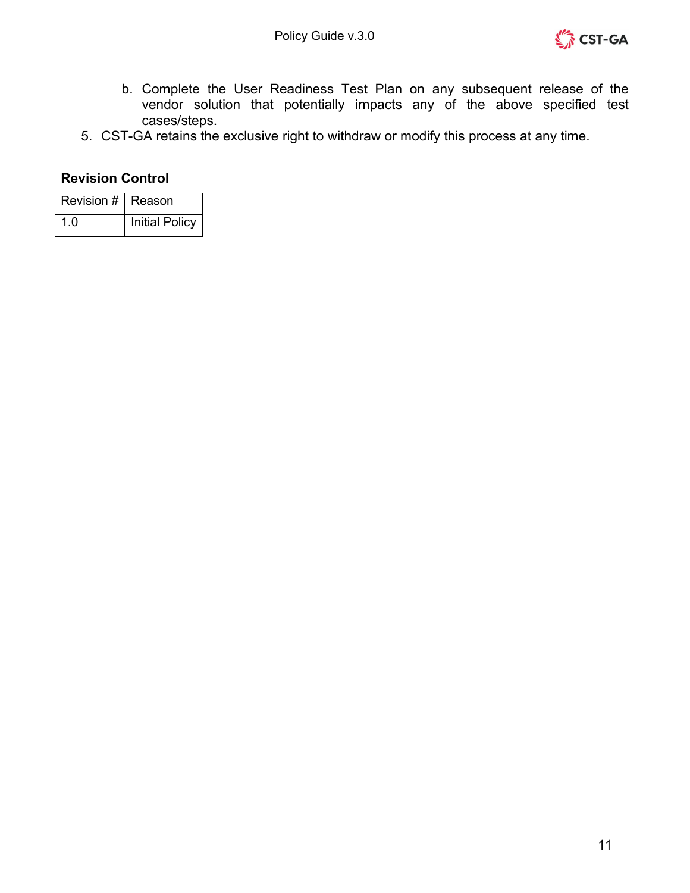b. Complete the User Readiness Test Plan on any subsequent release of the vendor solution that potentially impacts any of the above specified test cases/steps.

5. CST-GA retains the exclusive right to withdraw or modify this process at any time.

**Revision Control**

| Revision # | Reason |
| --- | --- |
| 1.0 | Initial Policy |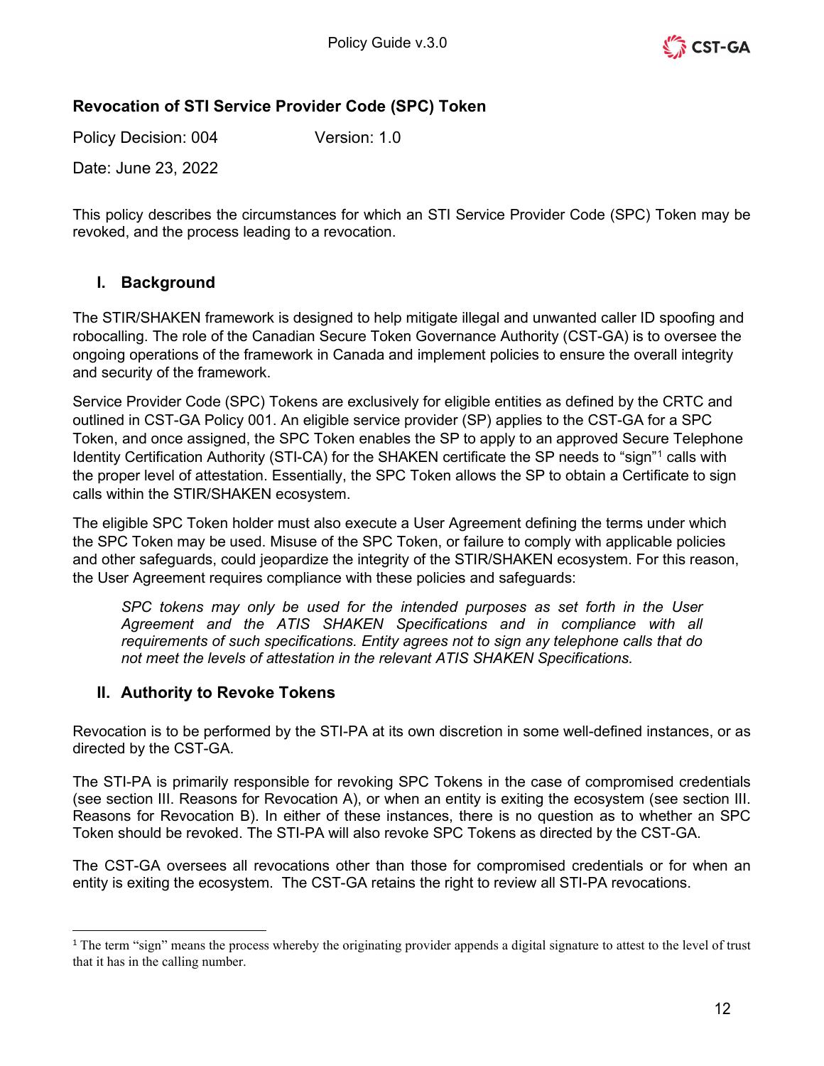## Revocation of STI Service Provider Code (SPC) Token

Policy Decision: 004 Version: 1.0

Date: June 23, 2022

This policy describes the circumstances for which an STI Service Provider Code (SPC) Token may be revoked, and the process leading to a revocation.

### I. Background

The STIR/SHAKEN framework is designed to help mitigate illegal and unwanted caller ID spoofing and robocalling. The role of the Canadian Secure Token Governance Authority (CST-GA) is to oversee the ongoing operations of the framework in Canada and implement policies to ensure the overall integrity and security of the framework.

Service Provider Code (SPC) Tokens are exclusively for eligible entities as defined by the CRTC and outlined in CST-GA Policy 001. An eligible service provider (SP) applies to the CST-GA for a SPC Token, and once assigned, the SPC Token enables the SP to apply to an approved Secure Telephone Identity Certification Authority (STI-CA) for the SHAKEN certificate the SP needs to "sign"[1] calls with the proper level of attestation. Essentially, the SPC Token allows the SP to obtain a Certificate to sign calls within the STIR/SHAKEN ecosystem.

The eligible SPC Token holder must also execute a User Agreement defining the terms under which the SPC Token may be used. Misuse of the SPC Token, or failure to comply with applicable policies and other safeguards, could jeopardize the integrity of the STIR/SHAKEN ecosystem. For this reason, the User Agreement requires compliance with these policies and safeguards:

> *SPC tokens may only be used for the intended purposes as set forth in the User Agreement and the ATIS SHAKEN Specifications and in compliance with all requirements of such specifications. Entity agrees not to sign any telephone calls that do not meet the levels of attestation in the relevant ATIS SHAKEN Specifications.*

### II. Authority to Revoke Tokens

Revocation is to be performed by the STI-PA at its own discretion in some well-defined instances, or as directed by the CST-GA.

The STI-PA is primarily responsible for revoking SPC Tokens in the case of compromised credentials (see section III. Reasons for Revocation A), or when an entity is exiting the ecosystem (see section III. Reasons for Revocation B). In either of these instances, there is no question as to whether an SPC Token should be revoked. The STI-PA will also revoke SPC Tokens as directed by the CST-GA.

The CST-GA oversees all revocations other than those for compromised credentials or for when an entity is exiting the ecosystem. The CST-GA retains the right to review all STI-PA revocations.

---

[1] The term "sign" means the process whereby the originating provider appends a digital signature to attest to the level of trust that it has in the calling number.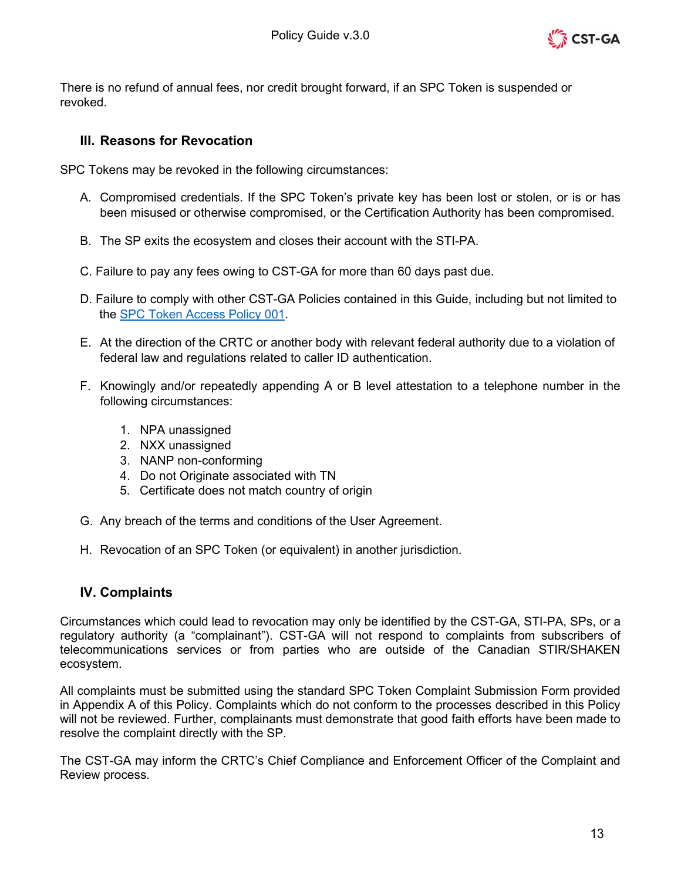There is no refund of annual fees, nor credit brought forward, if an SPC Token is suspended or revoked.

### III. Reasons for Revocation

SPC Tokens may be revoked in the following circumstances:

A. Compromised credentials. If the SPC Token's private key has been lost or stolen, or is or has been misused or otherwise compromised, or the Certification Authority has been compromised.

B. The SP exits the ecosystem and closes their account with the STI-PA.

C. Failure to pay any fees owing to CST-GA for more than 60 days past due.

D. Failure to comply with other CST-GA Policies contained in this Guide, including but not limited to the SPC Token Access Policy 001.

E. At the direction of the CRTC or another body with relevant federal authority due to a violation of federal law and regulations related to caller ID authentication.

F. Knowingly and/or repeatedly appending A or B level attestation to a telephone number in the following circumstances:

   1. NPA unassigned
   2. NXX unassigned
   3. NANP non-conforming
   4. Do not Originate associated with TN
   5. Certificate does not match country of origin

G. Any breach of the terms and conditions of the User Agreement.

H. Revocation of an SPC Token (or equivalent) in another jurisdiction.

### IV. Complaints

Circumstances which could lead to revocation may only be identified by the CST-GA, STI-PA, SPs, or a regulatory authority (a "complainant"). CST-GA will not respond to complaints from subscribers of telecommunications services or from parties who are outside of the Canadian STIR/SHAKEN ecosystem.

All complaints must be submitted using the standard SPC Token Complaint Submission Form provided in Appendix A of this Policy. Complaints which do not conform to the processes described in this Policy will not be reviewed. Further, complainants must demonstrate that good faith efforts have been made to resolve the complaint directly with the SP.

The CST-GA may inform the CRTC's Chief Compliance and Enforcement Officer of the Complaint and Review process.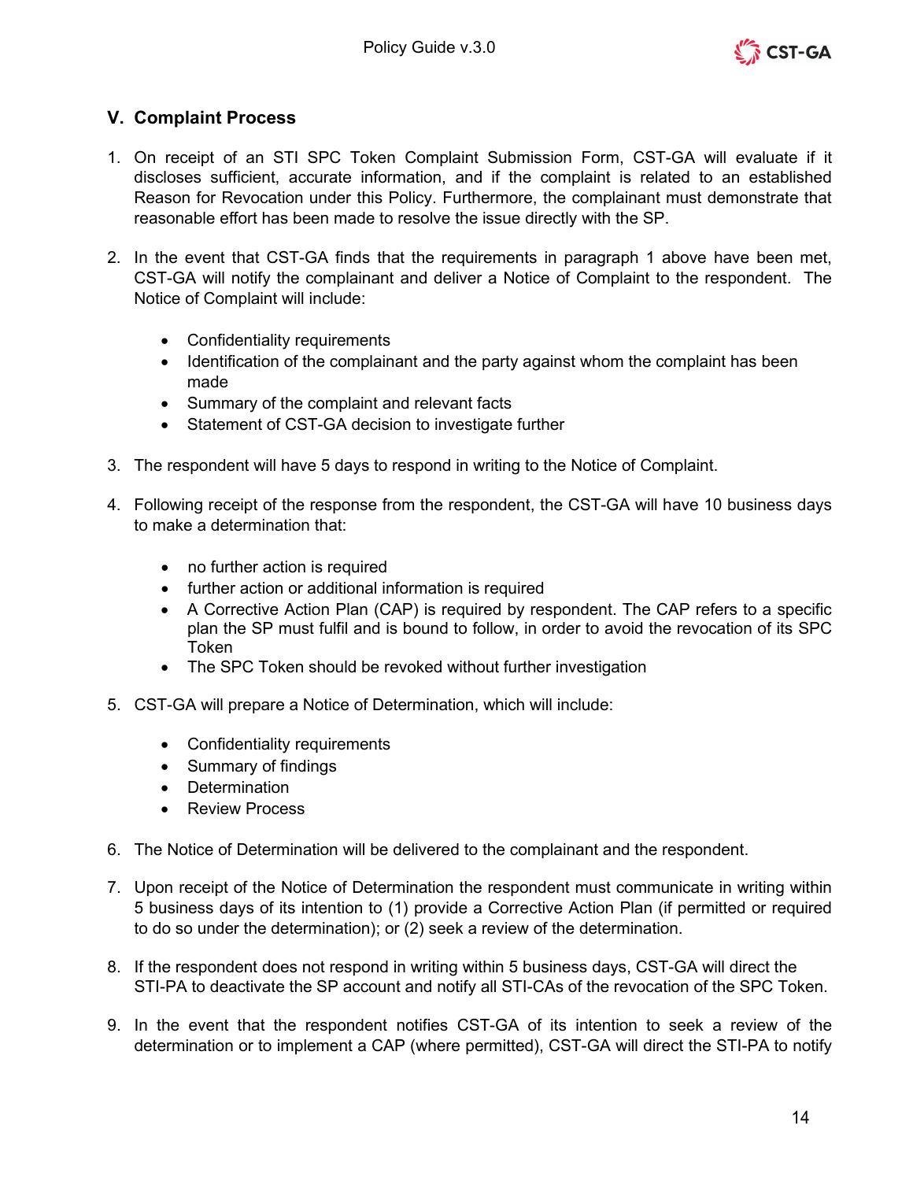## V. Complaint Process

1. On receipt of an STI SPC Token Complaint Submission Form, CST-GA will evaluate if it discloses sufficient, accurate information, and if the complaint is related to an established Reason for Revocation under this Policy. Furthermore, the complainant must demonstrate that reasonable effort has been made to resolve the issue directly with the SP.

2. In the event that CST-GA finds that the requirements in paragraph 1 above have been met, CST-GA will notify the complainant and deliver a Notice of Complaint to the respondent. The Notice of Complaint will include:

    - Confidentiality requirements
    - Identification of the complainant and the party against whom the complaint has been made
    - Summary of the complaint and relevant facts
    - Statement of CST-GA decision to investigate further

3. The respondent will have 5 days to respond in writing to the Notice of Complaint.

4. Following receipt of the response from the respondent, the CST-GA will have 10 business days to make a determination that:

    - no further action is required
    - further action or additional information is required
    - A Corrective Action Plan (CAP) is required by respondent. The CAP refers to a specific plan the SP must fulfil and is bound to follow, in order to avoid the revocation of its SPC Token
    - The SPC Token should be revoked without further investigation

5. CST-GA will prepare a Notice of Determination, which will include:

    - Confidentiality requirements
    - Summary of findings
    - Determination
    - Review Process

6. The Notice of Determination will be delivered to the complainant and the respondent.

7. Upon receipt of the Notice of Determination the respondent must communicate in writing within 5 business days of its intention to (1) provide a Corrective Action Plan (if permitted or required to do so under the determination); or (2) seek a review of the determination.

8. If the respondent does not respond in writing within 5 business days, CST-GA will direct the STI-PA to deactivate the SP account and notify all STI-CAs of the revocation of the SPC Token.

9. In the event that the respondent notifies CST-GA of its intention to seek a review of the determination or to implement a CAP (where permitted), CST-GA will direct the STI-PA to notify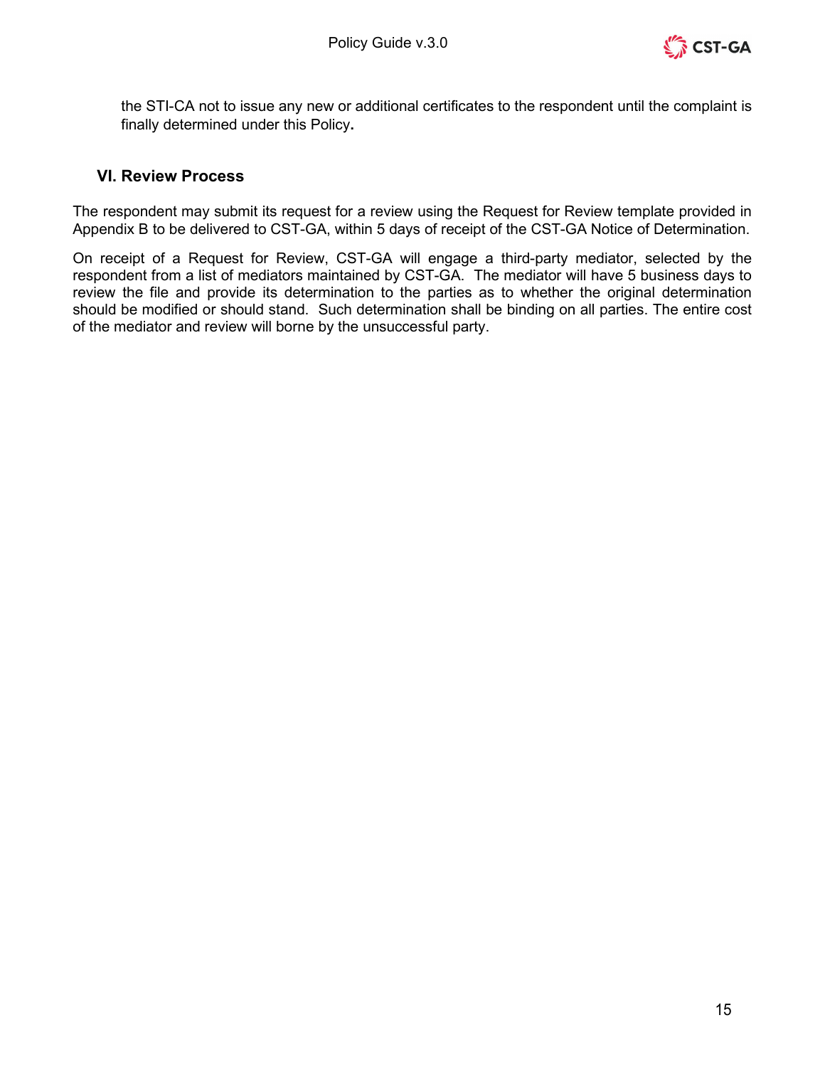the STI-CA not to issue any new or additional certificates to the respondent until the complaint is finally determined under this Policy**.**

### VI. Review Process

The respondent may submit its request for a review using the Request for Review template provided in Appendix B to be delivered to CST-GA, within 5 days of receipt of the CST-GA Notice of Determination.

On receipt of a Request for Review, CST-GA will engage a third-party mediator, selected by the respondent from a list of mediators maintained by CST-GA. The mediator will have 5 business days to review the file and provide its determination to the parties as to whether the original determination should be modified or should stand. Such determination shall be binding on all parties. The entire cost of the mediator and review will borne by the unsuccessful party.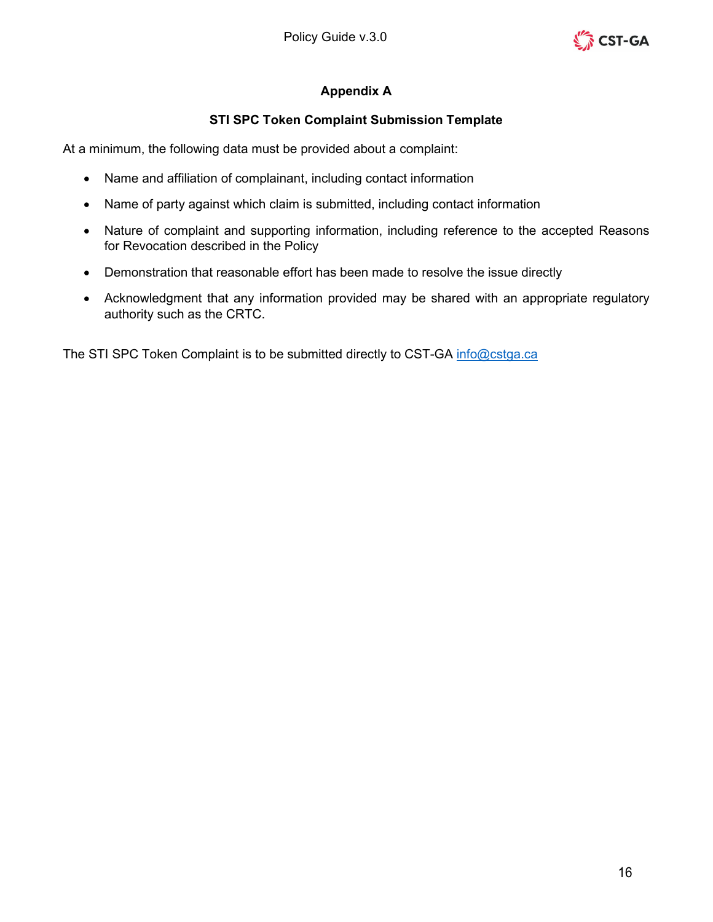## Appendix A

### STI SPC Token Complaint Submission Template

At a minimum, the following data must be provided about a complaint:

- Name and affiliation of complainant, including contact information
- Name of party against which claim is submitted, including contact information
- Nature of complaint and supporting information, including reference to the accepted Reasons for Revocation described in the Policy
- Demonstration that reasonable effort has been made to resolve the issue directly
- Acknowledgment that any information provided may be shared with an appropriate regulatory authority such as the CRTC.

The STI SPC Token Complaint is to be submitted directly to CST-GA info@cstga.ca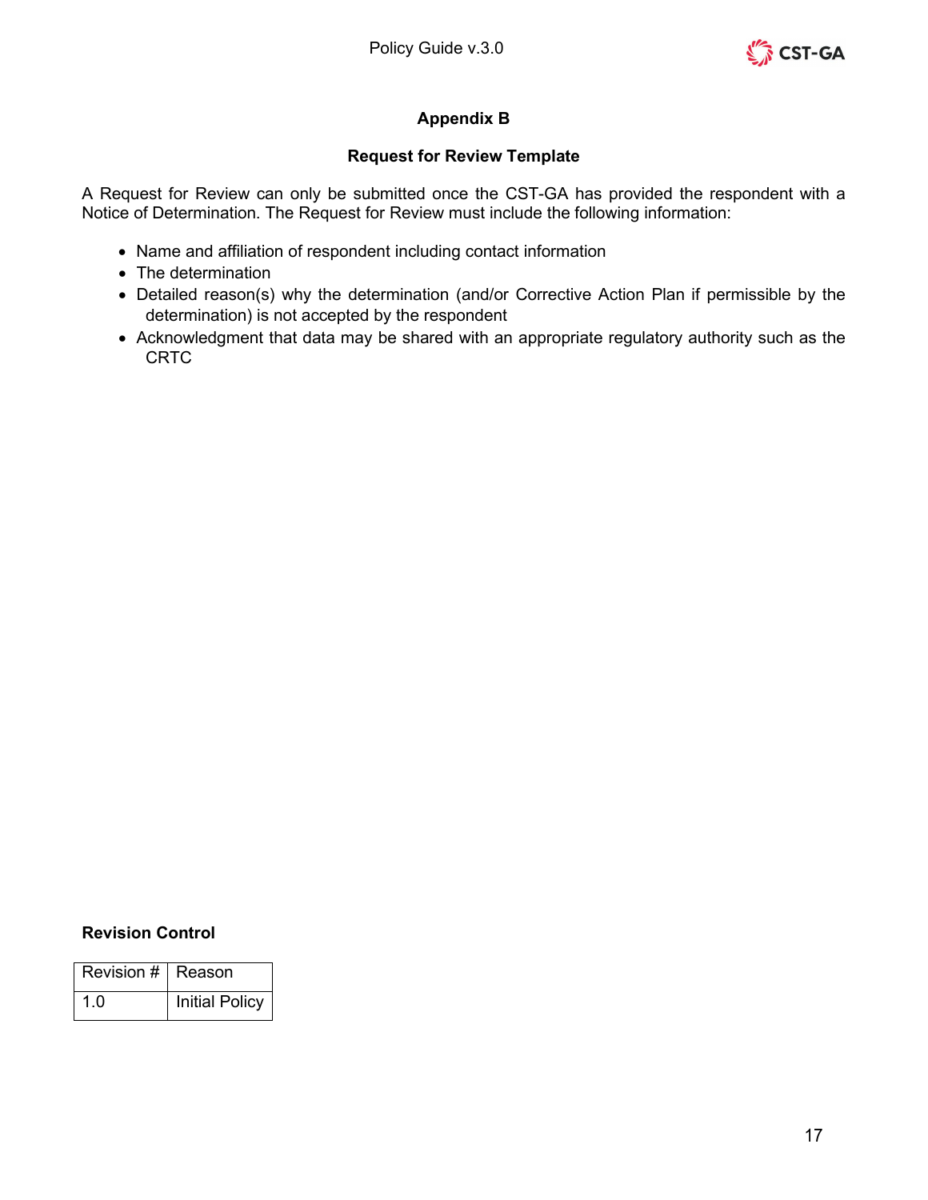## Appendix B

### Request for Review Template

A Request for Review can only be submitted once the CST-GA has provided the respondent with a Notice of Determination. The Request for Review must include the following information:

- Name and affiliation of respondent including contact information
- The determination
- Detailed reason(s) why the determination (and/or Corrective Action Plan if permissible by the determination) is not accepted by the respondent
- Acknowledgment that data may be shared with an appropriate regulatory authority such as the CRTC

**Revision Control**

| Revision # | Reason |
|---|---|
| 1.0 | Initial Policy |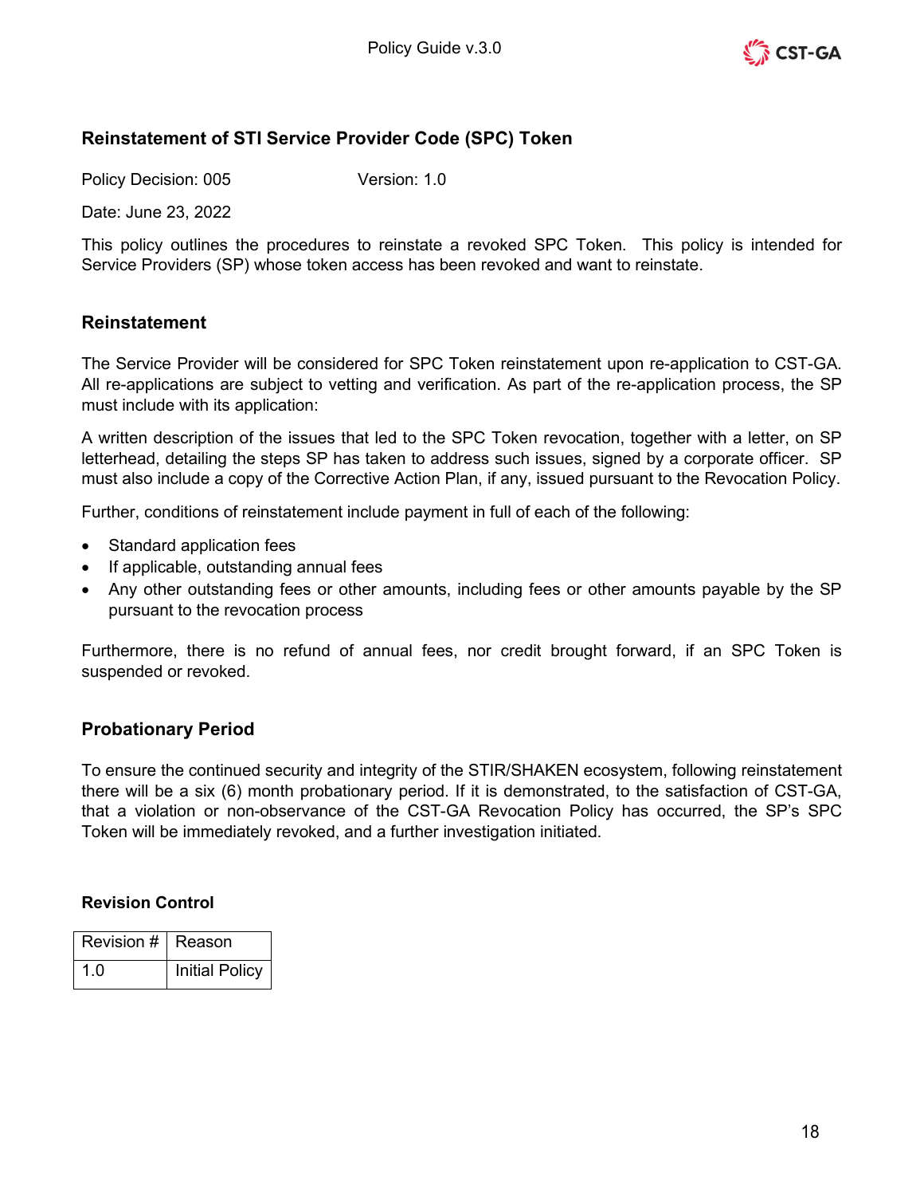## Reinstatement of STI Service Provider Code (SPC) Token

Policy Decision: 005 Version: 1.0

Date: June 23, 2022

This policy outlines the procedures to reinstate a revoked SPC Token. This policy is intended for Service Providers (SP) whose token access has been revoked and want to reinstate.

### Reinstatement

The Service Provider will be considered for SPC Token reinstatement upon re-application to CST-GA. All re-applications are subject to vetting and verification. As part of the re-application process, the SP must include with its application:

A written description of the issues that led to the SPC Token revocation, together with a letter, on SP letterhead, detailing the steps SP has taken to address such issues, signed by a corporate officer. SP must also include a copy of the Corrective Action Plan, if any, issued pursuant to the Revocation Policy.

Further, conditions of reinstatement include payment in full of each of the following:

- Standard application fees
- If applicable, outstanding annual fees
- Any other outstanding fees or other amounts, including fees or other amounts payable by the SP pursuant to the revocation process

Furthermore, there is no refund of annual fees, nor credit brought forward, if an SPC Token is suspended or revoked.

### Probationary Period

To ensure the continued security and integrity of the STIR/SHAKEN ecosystem, following reinstatement there will be a six (6) month probationary period. If it is demonstrated, to the satisfaction of CST-GA, that a violation or non-observance of the CST-GA Revocation Policy has occurred, the SP's SPC Token will be immediately revoked, and a further investigation initiated.

#### Revision Control

| Revision # | Reason |
|---|---|
| 1.0 | Initial Policy |